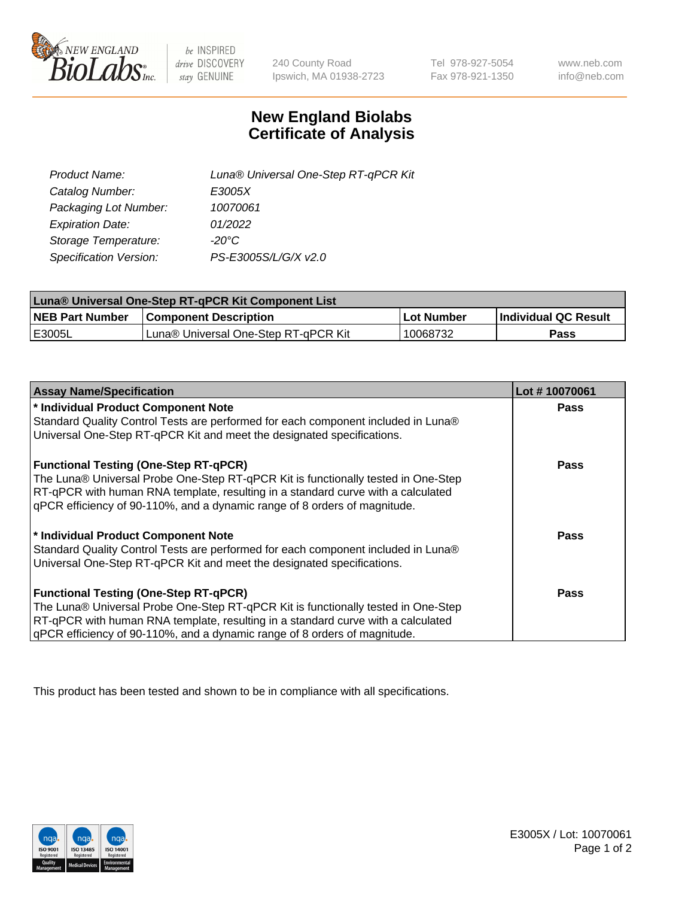240 County Road
Ipswich, MA 01938-2723

Tel 978-927-5054
Fax 978-921-1350

www.neb.com
info@neb.com

# New England Biolabs
# Certificate of Analysis

| | |
|---|---|
| *Product Name:* | *Luna® Universal One-Step RT-qPCR Kit* |
| *Catalog Number:* | *E3005X* |
| *Packaging Lot Number:* | *10070061* |
| *Expiration Date:* | *01/2022* |
| *Storage Temperature:* | *-20°C* |
| *Specification Version:* | *PS-E3005S/L/G/X v2.0* |

| **Luna® Universal One-Step RT-qPCR Kit Component List** | | | |
|---|---|---|---|
| **NEB Part Number** | **Component Description** | **Lot Number** | **Individual QC Result** |
| E3005L | Luna® Universal One-Step RT-qPCR Kit | 10068732 | **Pass** |

| **Assay Name/Specification** | **Lot # 10070061** |
|---|---|
| **\* Individual Product Component Note**<br>Standard Quality Control Tests are performed for each component included in Luna® Universal One-Step RT-qPCR Kit and meet the designated specifications. | **Pass** |
| **Functional Testing (One-Step RT-qPCR)**<br>The Luna® Universal Probe One-Step RT-qPCR Kit is functionally tested in One-Step RT-qPCR with human RNA template, resulting in a standard curve with a calculated qPCR efficiency of 90-110%, and a dynamic range of 8 orders of magnitude. | **Pass** |
| **\* Individual Product Component Note**<br>Standard Quality Control Tests are performed for each component included in Luna® Universal One-Step RT-qPCR Kit and meet the designated specifications. | **Pass** |
| **Functional Testing (One-Step RT-qPCR)**<br>The Luna® Universal Probe One-Step RT-qPCR Kit is functionally tested in One-Step RT-qPCR with human RNA template, resulting in a standard curve with a calculated qPCR efficiency of 90-110%, and a dynamic range of 8 orders of magnitude. | **Pass** |

This product has been tested and shown to be in compliance with all specifications.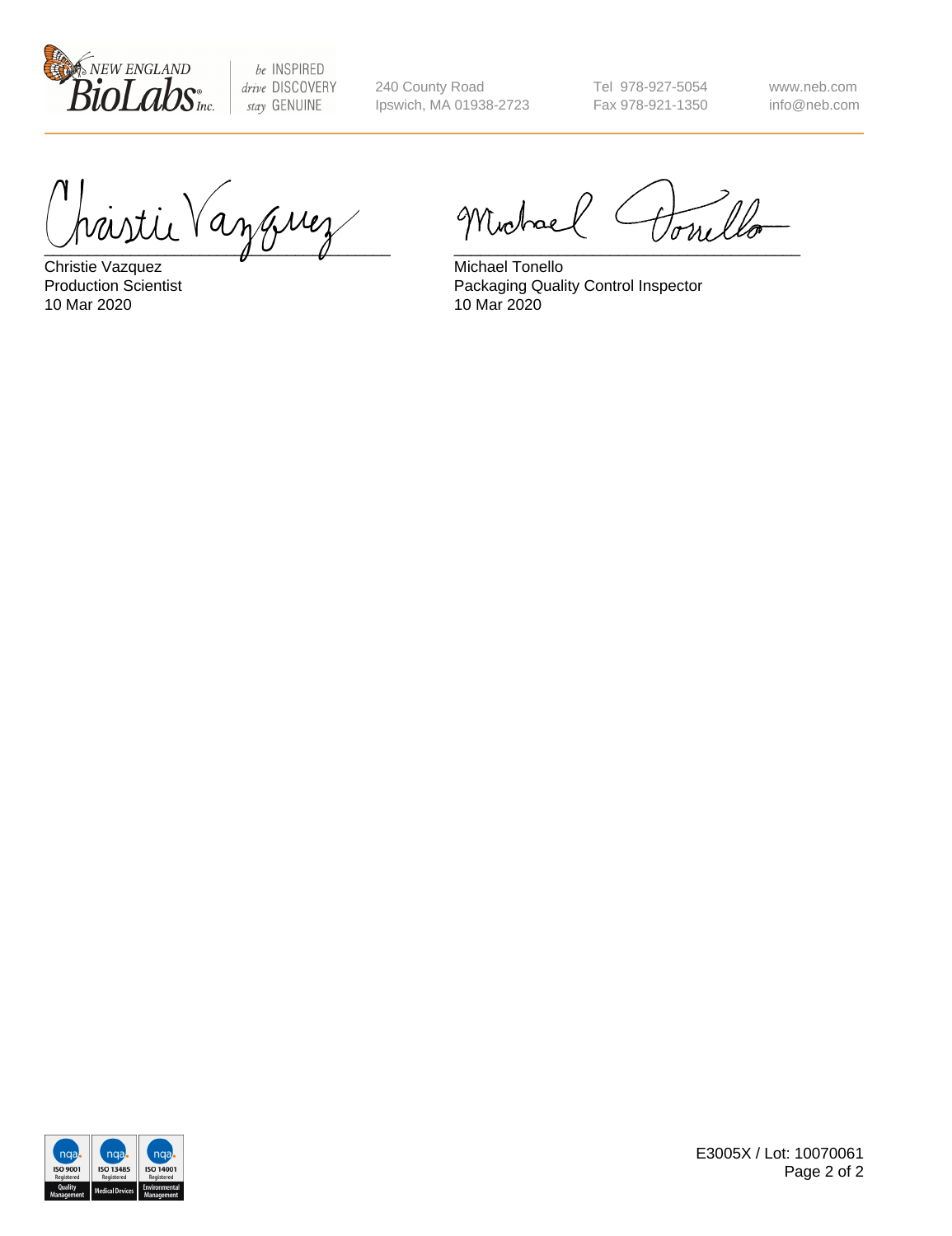Christie Vazquez
Production Scientist
10 Mar 2020

Michael Tonello
Packaging Quality Control Inspector
10 Mar 2020

E3005X / Lot: 10070061